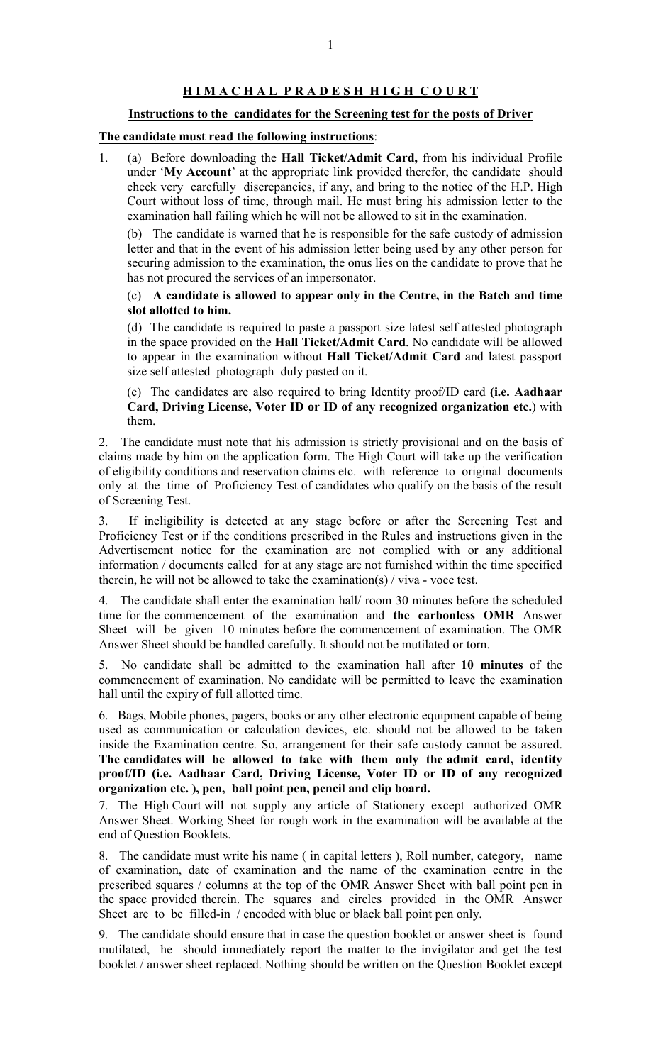# HIMACHAL PRADESH HIGH COURT

## Instructions to the candidates for the Screening test for the posts of Driver

**The candidate must read the following instructions**:

1. (a) Before downloading the **Hall Ticket/Admit Card,** from his individual Profile under '**My Account**' at the appropriate link provided therefor, the candidate should check very carefully discrepancies, if any, and bring to the notice of the H.P. High Court without loss of time, through mail. He must bring his admission letter to the examination hall failing which he will not be allowed to sit in the examination.

   (b) The candidate is warned that he is responsible for the safe custody of admission letter and that in the event of his admission letter being used by any other person for securing admission to the examination, the onus lies on the candidate to prove that he has not procured the services of an impersonator.

   (c) **A candidate is allowed to appear only in the Centre, in the Batch and time slot allotted to him.**

   (d) The candidate is required to paste a passport size latest self attested photograph in the space provided on the **Hall Ticket/Admit Card**. No candidate will be allowed to appear in the examination without **Hall Ticket/Admit Card** and latest passport size self attested photograph duly pasted on it.

   (e) The candidates are also required to bring Identity proof/ID card **(i.e. Aadhaar Card, Driving License, Voter ID or ID of any recognized organization etc.**) with them.

2. The candidate must note that his admission is strictly provisional and on the basis of claims made by him on the application form. The High Court will take up the verification of eligibility conditions and reservation claims etc. with reference to original documents only at the time of Proficiency Test of candidates who qualify on the basis of the result of Screening Test.

3. If ineligibility is detected at any stage before or after the Screening Test and Proficiency Test or if the conditions prescribed in the Rules and instructions given in the Advertisement notice for the examination are not complied with or any additional information / documents called for at any stage are not furnished within the time specified therein, he will not be allowed to take the examination(s) / viva - voce test.

4. The candidate shall enter the examination hall/ room 30 minutes before the scheduled time for the commencement of the examination and **the carbonless OMR** Answer Sheet will be given 10 minutes before the commencement of examination. The OMR Answer Sheet should be handled carefully. It should not be mutilated or torn.

5. No candidate shall be admitted to the examination hall after **10 minutes** of the commencement of examination. No candidate will be permitted to leave the examination hall until the expiry of full allotted time.

6. Bags, Mobile phones, pagers, books or any other electronic equipment capable of being used as communication or calculation devices, etc. should not be allowed to be taken inside the Examination centre. So, arrangement for their safe custody cannot be assured. **The candidates will be allowed to take with them only the admit card, identity proof/ID (i.e. Aadhaar Card, Driving License, Voter ID or ID of any recognized organization etc. ), pen, ball point pen, pencil and clip board.**

7. The High Court will not supply any article of Stationery except authorized OMR Answer Sheet. Working Sheet for rough work in the examination will be available at the end of Question Booklets.

8. The candidate must write his name ( in capital letters ), Roll number, category, name of examination, date of examination and the name of the examination centre in the prescribed squares / columns at the top of the OMR Answer Sheet with ball point pen in the space provided therein. The squares and circles provided in the OMR Answer Sheet are to be filled-in / encoded with blue or black ball point pen only.

9. The candidate should ensure that in case the question booklet or answer sheet is found mutilated, he should immediately report the matter to the invigilator and get the test booklet / answer sheet replaced. Nothing should be written on the Question Booklet except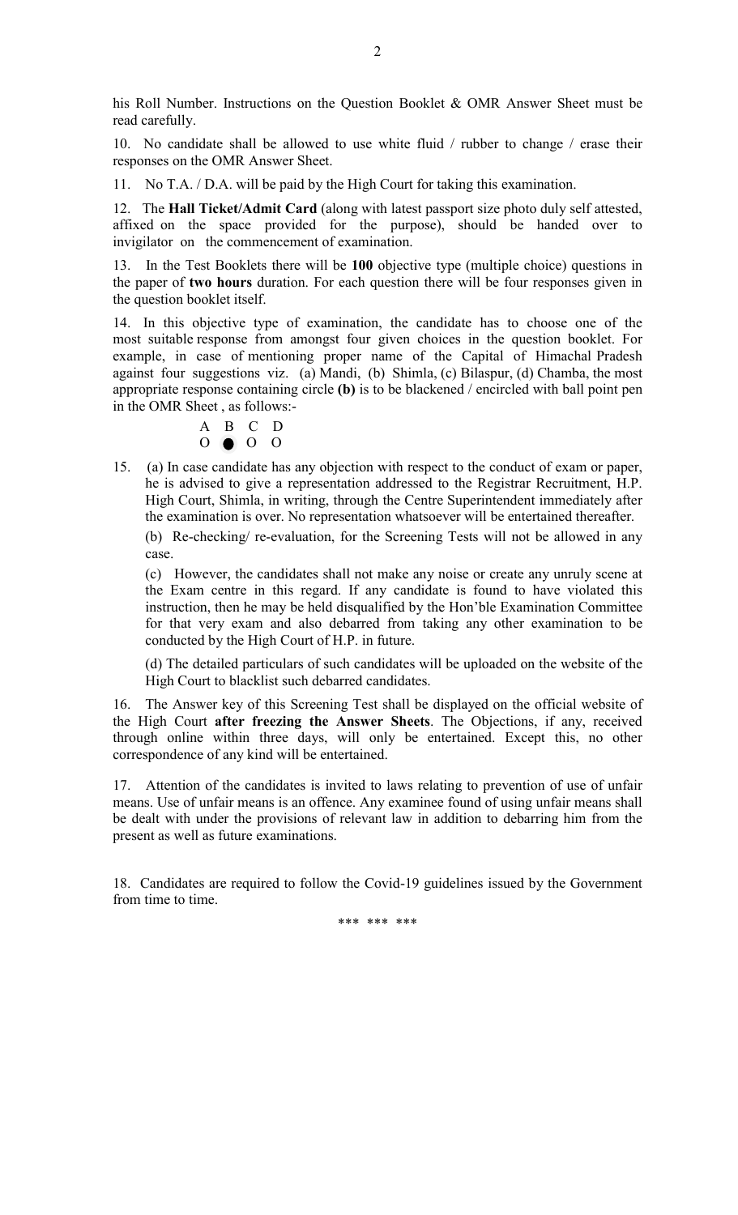his Roll Number. Instructions on the Question Booklet & OMR Answer Sheet must be read carefully.

10. No candidate shall be allowed to use white fluid / rubber to change / erase their responses on the OMR Answer Sheet.

11. No T.A. / D.A. will be paid by the High Court for taking this examination.

12. The **Hall Ticket/Admit Card** (along with latest passport size photo duly self attested, affixed on the space provided for the purpose), should be handed over to invigilator on the commencement of examination.

13. In the Test Booklets there will be **100** objective type (multiple choice) questions in the paper of **two hours** duration. For each question there will be four responses given in the question booklet itself.

14. In this objective type of examination, the candidate has to choose one of the most suitable response from amongst four given choices in the question booklet. For example, in case of mentioning proper name of the Capital of Himachal Pradesh against four suggestions viz. (a) Mandi, (b) Shimla, (c) Bilaspur, (d) Chamba, the most appropriate response containing circle **(b)** is to be blackened / encircled with ball point pen in the OMR Sheet , as follows:-

A B C D
O ● O O

15. (a) In case candidate has any objection with respect to the conduct of exam or paper, he is advised to give a representation addressed to the Registrar Recruitment, H.P. High Court, Shimla, in writing, through the Centre Superintendent immediately after the examination is over. No representation whatsoever will be entertained thereafter.

(b) Re-checking/ re-evaluation, for the Screening Tests will not be allowed in any case.

(c) However, the candidates shall not make any noise or create any unruly scene at the Exam centre in this regard. If any candidate is found to have violated this instruction, then he may be held disqualified by the Hon'ble Examination Committee for that very exam and also debarred from taking any other examination to be conducted by the High Court of H.P. in future.

(d) The detailed particulars of such candidates will be uploaded on the website of the High Court to blacklist such debarred candidates.

16. The Answer key of this Screening Test shall be displayed on the official website of the High Court **after freezing the Answer Sheets**. The Objections, if any, received through online within three days, will only be entertained. Except this, no other correspondence of any kind will be entertained.

17. Attention of the candidates is invited to laws relating to prevention of use of unfair means. Use of unfair means is an offence. Any examinee found of using unfair means shall be dealt with under the provisions of relevant law in addition to debarring him from the present as well as future examinations.

18. Candidates are required to follow the Covid-19 guidelines issued by the Government from time to time.

\*\*\* \*\*\* \*\*\*